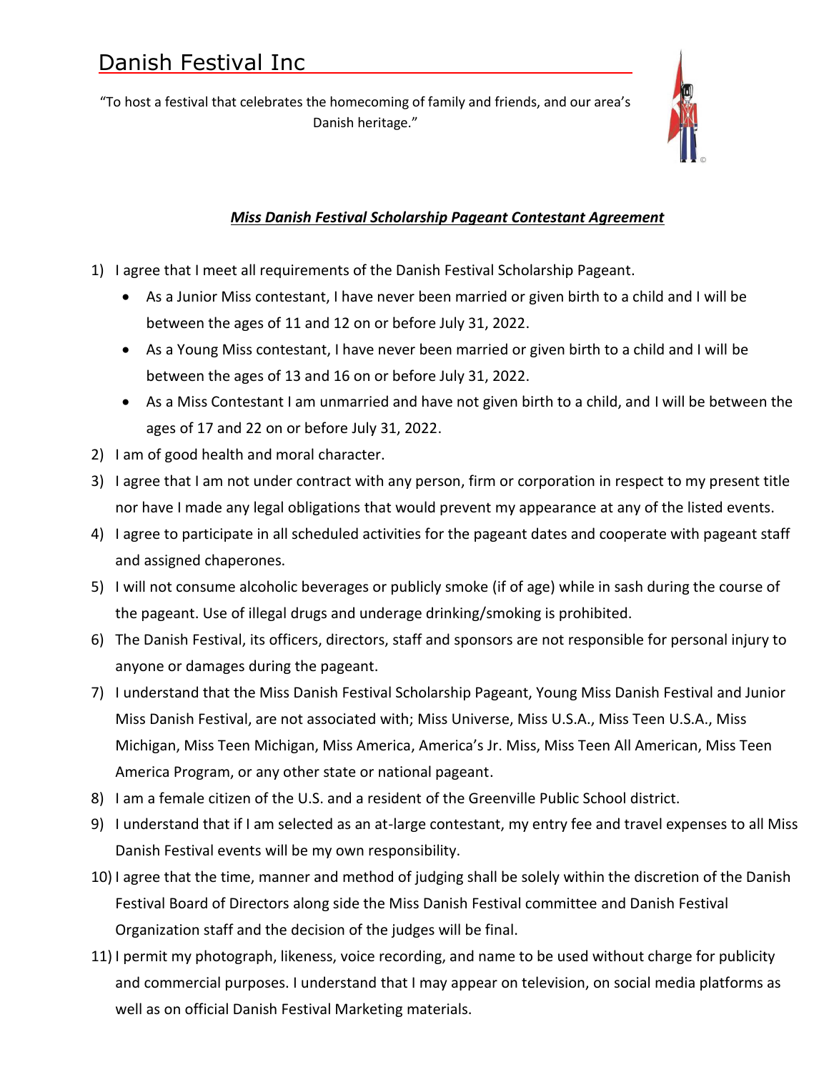# Danish Festival Inc

"To host a festival that celebrates the homecoming of family and friends, and our area's Danish heritage."

## ***Miss Danish Festival Scholarship Pageant Contestant Agreement***

1) I agree that I meet all requirements of the Danish Festival Scholarship Pageant.
   - As a Junior Miss contestant, I have never been married or given birth to a child and I will be between the ages of 11 and 12 on or before July 31, 2022.
   - As a Young Miss contestant, I have never been married or given birth to a child and I will be between the ages of 13 and 16 on or before July 31, 2022.
   - As a Miss Contestant I am unmarried and have not given birth to a child, and I will be between the ages of 17 and 22 on or before July 31, 2022.
2) I am of good health and moral character.
3) I agree that I am not under contract with any person, firm or corporation in respect to my present title nor have I made any legal obligations that would prevent my appearance at any of the listed events.
4) I agree to participate in all scheduled activities for the pageant dates and cooperate with pageant staff and assigned chaperones.
5) I will not consume alcoholic beverages or publicly smoke (if of age) while in sash during the course of the pageant. Use of illegal drugs and underage drinking/smoking is prohibited.
6) The Danish Festival, its officers, directors, staff and sponsors are not responsible for personal injury to anyone or damages during the pageant.
7) I understand that the Miss Danish Festival Scholarship Pageant, Young Miss Danish Festival and Junior Miss Danish Festival, are not associated with; Miss Universe, Miss U.S.A., Miss Teen U.S.A., Miss Michigan, Miss Teen Michigan, Miss America, America's Jr. Miss, Miss Teen All American, Miss Teen America Program, or any other state or national pageant.
8) I am a female citizen of the U.S. and a resident of the Greenville Public School district.
9) I understand that if I am selected as an at-large contestant, my entry fee and travel expenses to all Miss Danish Festival events will be my own responsibility.
10) I agree that the time, manner and method of judging shall be solely within the discretion of the Danish Festival Board of Directors along side the Miss Danish Festival committee and Danish Festival Organization staff and the decision of the judges will be final.
11) I permit my photograph, likeness, voice recording, and name to be used without charge for publicity and commercial purposes. I understand that I may appear on television, on social media platforms as well as on official Danish Festival Marketing materials.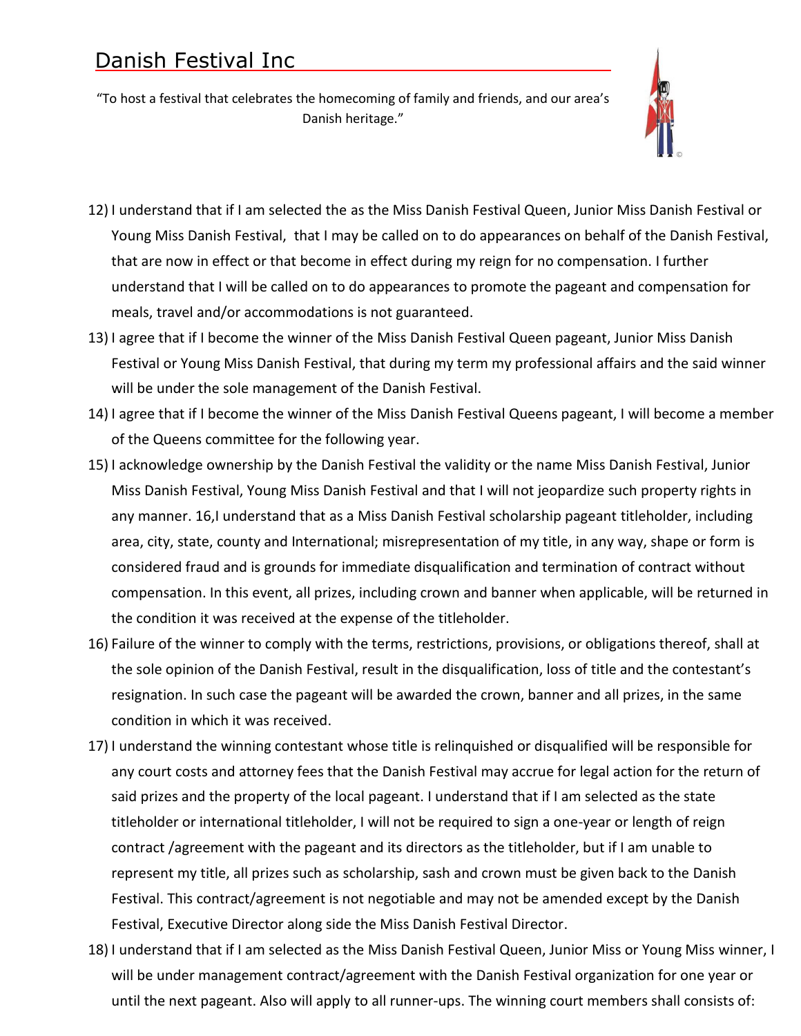# Danish Festival Inc

"To host a festival that celebrates the homecoming of family and friends, and our area's Danish heritage."

12) I understand that if I am selected the as the Miss Danish Festival Queen, Junior Miss Danish Festival or Young Miss Danish Festival, that I may be called on to do appearances on behalf of the Danish Festival, that are now in effect or that become in effect during my reign for no compensation. I further understand that I will be called on to do appearances to promote the pageant and compensation for meals, travel and/or accommodations is not guaranteed.
13) I agree that if I become the winner of the Miss Danish Festival Queen pageant, Junior Miss Danish Festival or Young Miss Danish Festival, that during my term my professional affairs and the said winner will be under the sole management of the Danish Festival.
14) I agree that if I become the winner of the Miss Danish Festival Queens pageant, I will become a member of the Queens committee for the following year.
15) I acknowledge ownership by the Danish Festival the validity or the name Miss Danish Festival, Junior Miss Danish Festival, Young Miss Danish Festival and that I will not jeopardize such property rights in any manner. 16,I understand that as a Miss Danish Festival scholarship pageant titleholder, including area, city, state, county and International; misrepresentation of my title, in any way, shape or form is considered fraud and is grounds for immediate disqualification and termination of contract without compensation. In this event, all prizes, including crown and banner when applicable, will be returned in the condition it was received at the expense of the titleholder.
16) Failure of the winner to comply with the terms, restrictions, provisions, or obligations thereof, shall at the sole opinion of the Danish Festival, result in the disqualification, loss of title and the contestant's resignation. In such case the pageant will be awarded the crown, banner and all prizes, in the same condition in which it was received.
17) I understand the winning contestant whose title is relinquished or disqualified will be responsible for any court costs and attorney fees that the Danish Festival may accrue for legal action for the return of said prizes and the property of the local pageant. I understand that if I am selected as the state titleholder or international titleholder, I will not be required to sign a one-year or length of reign contract /agreement with the pageant and its directors as the titleholder, but if I am unable to represent my title, all prizes such as scholarship, sash and crown must be given back to the Danish Festival. This contract/agreement is not negotiable and may not be amended except by the Danish Festival, Executive Director along side the Miss Danish Festival Director.
18) I understand that if I am selected as the Miss Danish Festival Queen, Junior Miss or Young Miss winner, I will be under management contract/agreement with the Danish Festival organization for one year or until the next pageant. Also will apply to all runner-ups. The winning court members shall consists of: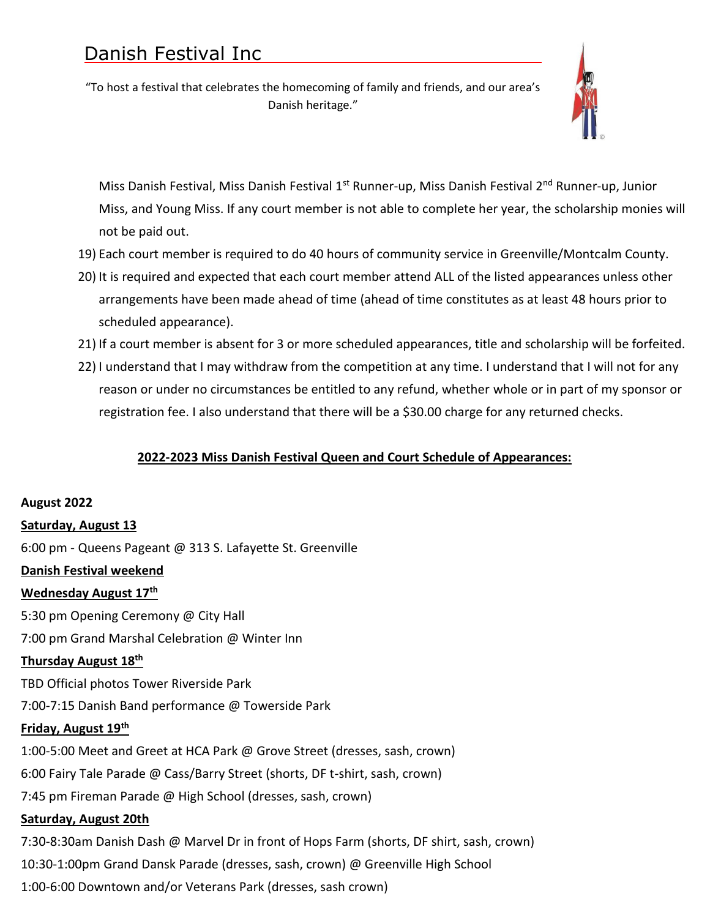# Danish Festival Inc

"To host a festival that celebrates the homecoming of family and friends, and our area's Danish heritage."

Miss Danish Festival, Miss Danish Festival 1st Runner-up, Miss Danish Festival 2nd Runner-up, Junior Miss, and Young Miss. If any court member is not able to complete her year, the scholarship monies will not be paid out.

19) Each court member is required to do 40 hours of community service in Greenville/Montcalm County.
20) It is required and expected that each court member attend ALL of the listed appearances unless other arrangements have been made ahead of time (ahead of time constitutes as at least 48 hours prior to scheduled appearance).
21) If a court member is absent for 3 or more scheduled appearances, title and scholarship will be forfeited.
22) I understand that I may withdraw from the competition at any time. I understand that I will not for any reason or under no circumstances be entitled to any refund, whether whole or in part of my sponsor or registration fee. I also understand that there will be a $30.00 charge for any returned checks.

**2022-2023 Miss Danish Festival Queen and Court Schedule of Appearances:**

**August 2022**

**Saturday, August 13**

6:00 pm - Queens Pageant @ 313 S. Lafayette St. Greenville

**Danish Festival weekend**

**Wednesday August 17th**

5:30 pm Opening Ceremony @ City Hall

7:00 pm Grand Marshal Celebration @ Winter Inn

**Thursday August 18th**

TBD Official photos Tower Riverside Park

7:00-7:15 Danish Band performance @ Towerside Park

**Friday, August 19th**

1:00-5:00 Meet and Greet at HCA Park @ Grove Street (dresses, sash, crown)

6:00 Fairy Tale Parade @ Cass/Barry Street (shorts, DF t-shirt, sash, crown)

7:45 pm Fireman Parade @ High School (dresses, sash, crown)

**Saturday, August 20th**

7:30-8:30am Danish Dash @ Marvel Dr in front of Hops Farm (shorts, DF shirt, sash, crown)

10:30-1:00pm Grand Dansk Parade (dresses, sash, crown) @ Greenville High School

1:00-6:00 Downtown and/or Veterans Park (dresses, sash crown)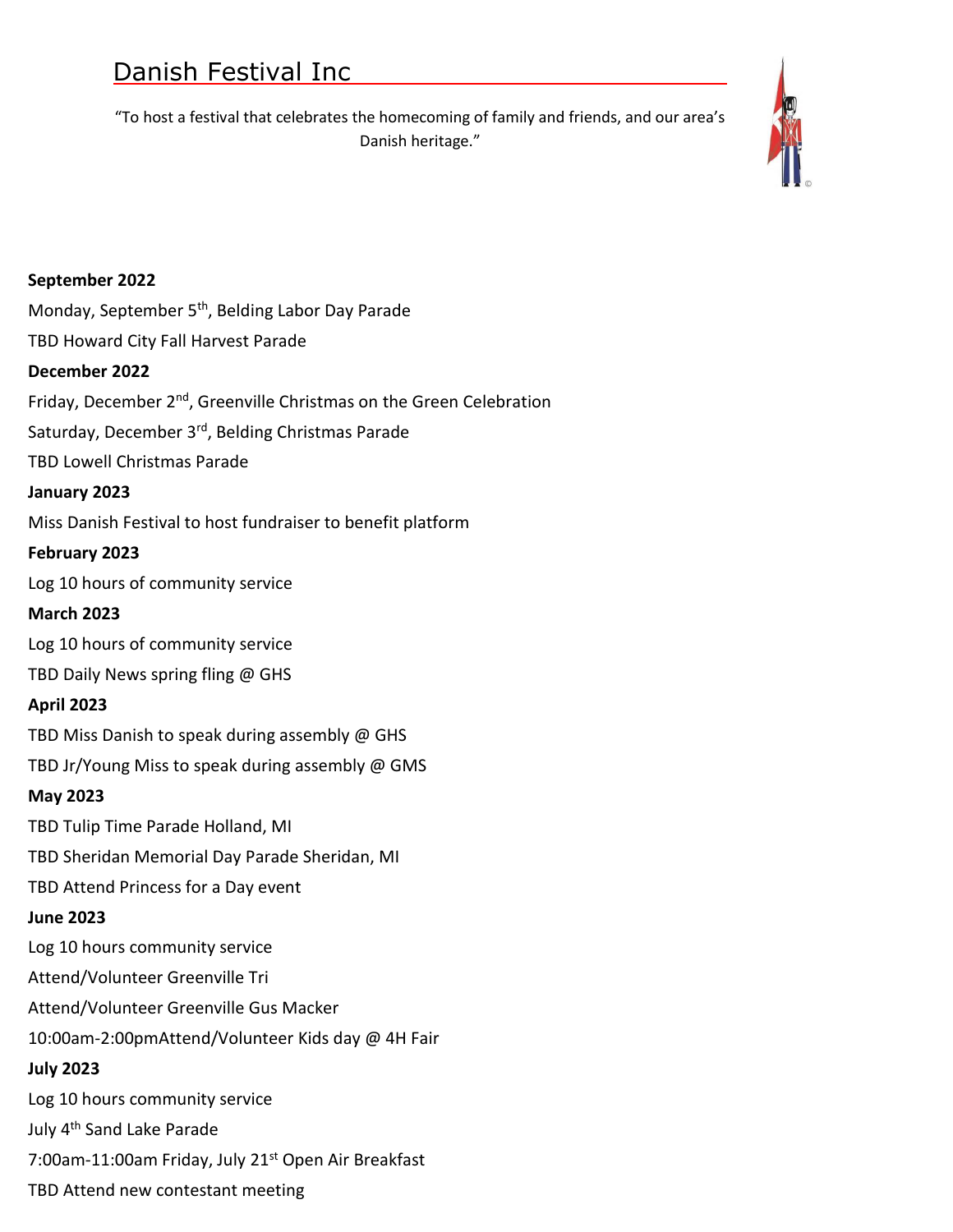# Danish Festival Inc

"To host a festival that celebrates the homecoming of family and friends, and our area's Danish heritage."

**September 2022**

Monday, September 5th, Belding Labor Day Parade

TBD Howard City Fall Harvest Parade

**December 2022**

Friday, December 2nd, Greenville Christmas on the Green Celebration

Saturday, December 3rd, Belding Christmas Parade

TBD Lowell Christmas Parade

**January 2023**

Miss Danish Festival to host fundraiser to benefit platform

**February 2023**

Log 10 hours of community service

**March 2023**

Log 10 hours of community service

TBD Daily News spring fling @ GHS

**April 2023**

TBD Miss Danish to speak during assembly @ GHS

TBD Jr/Young Miss to speak during assembly @ GMS

**May 2023**

TBD Tulip Time Parade Holland, MI

TBD Sheridan Memorial Day Parade Sheridan, MI

TBD Attend Princess for a Day event

**June 2023**

Log 10 hours community service

Attend/Volunteer Greenville Tri

Attend/Volunteer Greenville Gus Macker

10:00am-2:00pmAttend/Volunteer Kids day @ 4H Fair

**July 2023**

Log 10 hours community service

July 4th Sand Lake Parade

7:00am-11:00am Friday, July 21st Open Air Breakfast

TBD Attend new contestant meeting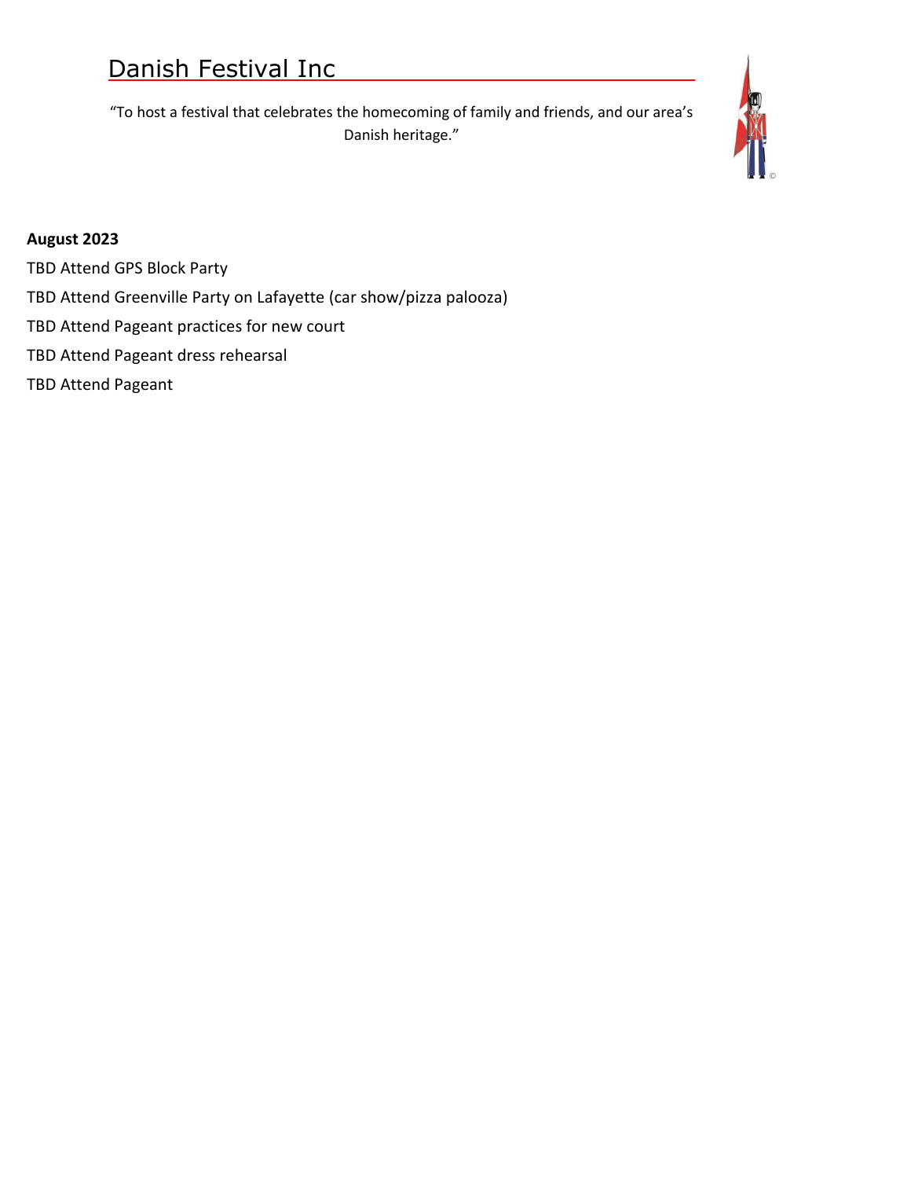# Danish Festival Inc

"To host a festival that celebrates the homecoming of family and friends, and our area's Danish heritage."

**August 2023**

TBD Attend GPS Block Party

TBD Attend Greenville Party on Lafayette (car show/pizza palooza)

TBD Attend Pageant practices for new court

TBD Attend Pageant dress rehearsal

TBD Attend Pageant